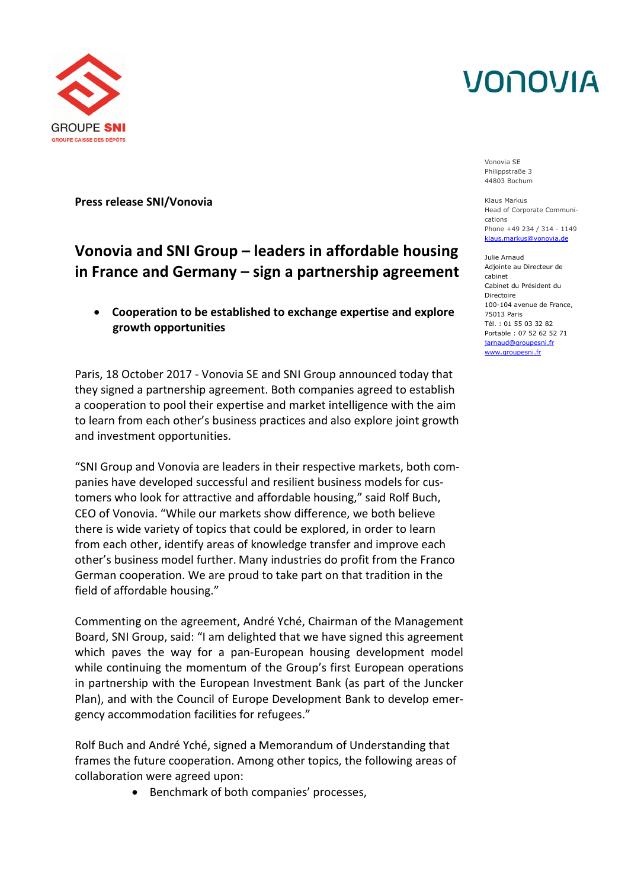GROUPE SNI

GROUPE CAISSE DES DÉPÔTS

VONOVIA

Vonovia SE
Philippstraße 3
44803 Bochum

Klaus Markus
Head of Corporate Communications
Phone +49 234 / 314 - 1149
klaus.markus@vonovia.de

Julie Arnaud
Adjointe au Directeur de cabinet
Cabinet du Président du Directoire
100-104 avenue de France, 75013 Paris
Tél. : 01 55 03 32 82
Portable : 07 52 62 52 71
jarnaud@groupesni.fr
www.groupesni.fr

**Press release SNI/Vonovia**

# Vonovia and SNI Group – leaders in affordable housing in France and Germany – sign a partnership agreement

- **Cooperation to be established to exchange expertise and explore growth opportunities**

Paris, 18 October 2017 - Vonovia SE and SNI Group announced today that they signed a partnership agreement. Both companies agreed to establish a cooperation to pool their expertise and market intelligence with the aim to learn from each other's business practices and also explore joint growth and investment opportunities.

"SNI Group and Vonovia are leaders in their respective markets, both companies have developed successful and resilient business models for customers who look for attractive and affordable housing," said Rolf Buch, CEO of Vonovia. "While our markets show difference, we both believe there is wide variety of topics that could be explored, in order to learn from each other, identify areas of knowledge transfer and improve each other's business model further. Many industries do profit from the Franco German cooperation. We are proud to take part on that tradition in the field of affordable housing."

Commenting on the agreement, André Yché, Chairman of the Management Board, SNI Group, said: "I am delighted that we have signed this agreement which paves the way for a pan-European housing development model while continuing the momentum of the Group's first European operations in partnership with the European Investment Bank (as part of the Juncker Plan), and with the Council of Europe Development Bank to develop emergency accommodation facilities for refugees."

Rolf Buch and André Yché, signed a Memorandum of Understanding that frames the future cooperation. Among other topics, the following areas of collaboration were agreed upon:

- Benchmark of both companies' processes,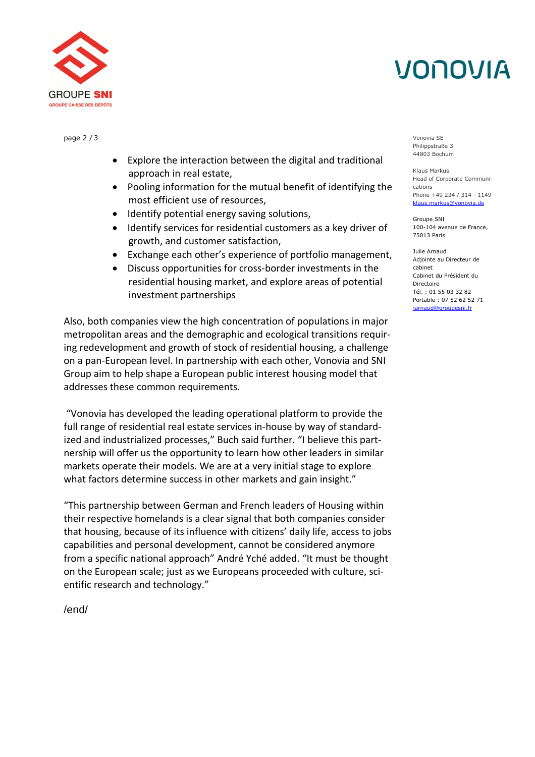- Explore the interaction between the digital and traditional approach in real estate,
- Pooling information for the mutual benefit of identifying the most efficient use of resources,
- Identify potential energy saving solutions,
- Identify services for residential customers as a key driver of growth, and customer satisfaction,
- Exchange each other's experience of portfolio management,
- Discuss opportunities for cross-border investments in the residential housing market, and explore areas of potential investment partnerships

Also, both companies view the high concentration of populations in major metropolitan areas and the demographic and ecological transitions requiring redevelopment and growth of stock of residential housing, a challenge on a pan-European level. In partnership with each other, Vonovia and SNI Group aim to help shape a European public interest housing model that addresses these common requirements.

"Vonovia has developed the leading operational platform to provide the full range of residential real estate services in-house by way of standardized and industrialized processes," Buch said further. "I believe this partnership will offer us the opportunity to learn how other leaders in similar markets operate their models. We are at a very initial stage to explore what factors determine success in other markets and gain insight."

"This partnership between German and French leaders of Housing within their respective homelands is a clear signal that both companies consider that housing, because of its influence with citizens' daily life, access to jobs capabilities and personal development, cannot be considered anymore from a specific national approach" André Yché added. "It must be thought on the European scale; just as we Europeans proceeded with culture, scientific research and technology."

/end/

Vonovia SE
Philippstraße 3
44803 Bochum

Klaus Markus
Head of Corporate Communications
Phone +49 234 / 314 - 1149
klaus.markus@vonovia.de

Groupe SNI
100-104 avenue de France,
75013 Paris

Julie Arnaud
Adjointe au Directeur de cabinet
Cabinet du Président du Directoire
Tél. : 01 55 03 32 82
Portable : 07 52 62 52 71
jarnaud@groupesni.fr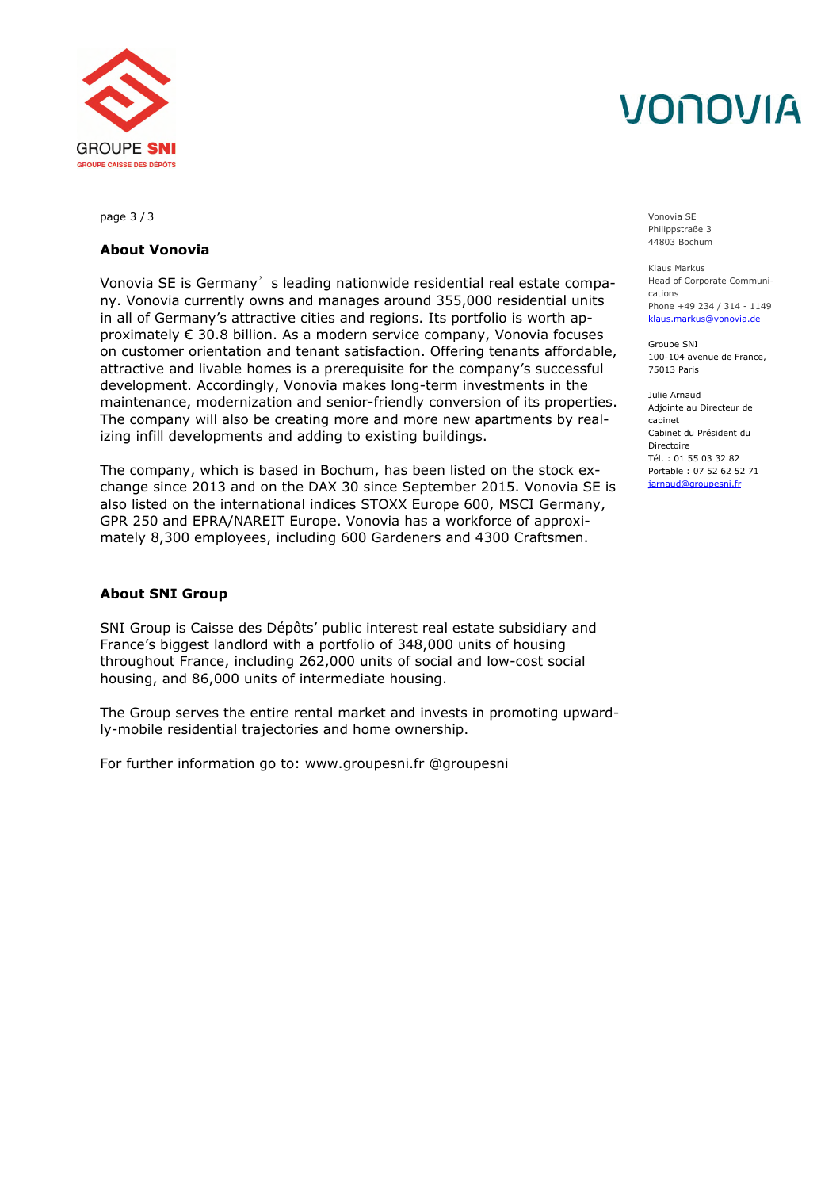## About Vonovia

Vonovia SE is Germany's leading nationwide residential real estate company. Vonovia currently owns and manages around 355,000 residential units in all of Germany's attractive cities and regions. Its portfolio is worth approximately € 30.8 billion. As a modern service company, Vonovia focuses on customer orientation and tenant satisfaction. Offering tenants affordable, attractive and livable homes is a prerequisite for the company's successful development. Accordingly, Vonovia makes long-term investments in the maintenance, modernization and senior-friendly conversion of its properties. The company will also be creating more and more new apartments by realizing infill developments and adding to existing buildings.

The company, which is based in Bochum, has been listed on the stock exchange since 2013 and on the DAX 30 since September 2015. Vonovia SE is also listed on the international indices STOXX Europe 600, MSCI Germany, GPR 250 and EPRA/NAREIT Europe. Vonovia has a workforce of approximately 8,300 employees, including 600 Gardeners and 4300 Craftsmen.

## About SNI Group

SNI Group is Caisse des Dépôts' public interest real estate subsidiary and France's biggest landlord with a portfolio of 348,000 units of housing throughout France, including 262,000 units of social and low-cost social housing, and 86,000 units of intermediate housing.

The Group serves the entire rental market and invests in promoting upwardly-mobile residential trajectories and home ownership.

For further information go to: www.groupesni.fr @groupesni

---

Vonovia SE
Philippstraße 3
44803 Bochum

Klaus Markus
Head of Corporate Communications
Phone +49 234 / 314 - 1149
klaus.markus@vonovia.de

Groupe SNI
100-104 avenue de France,
75013 Paris

Julie Arnaud
Adjointe au Directeur de cabinet
Cabinet du Président du Directoire
Tél. : 01 55 03 32 82
Portable : 07 52 62 52 71
jarnaud@groupesni.fr